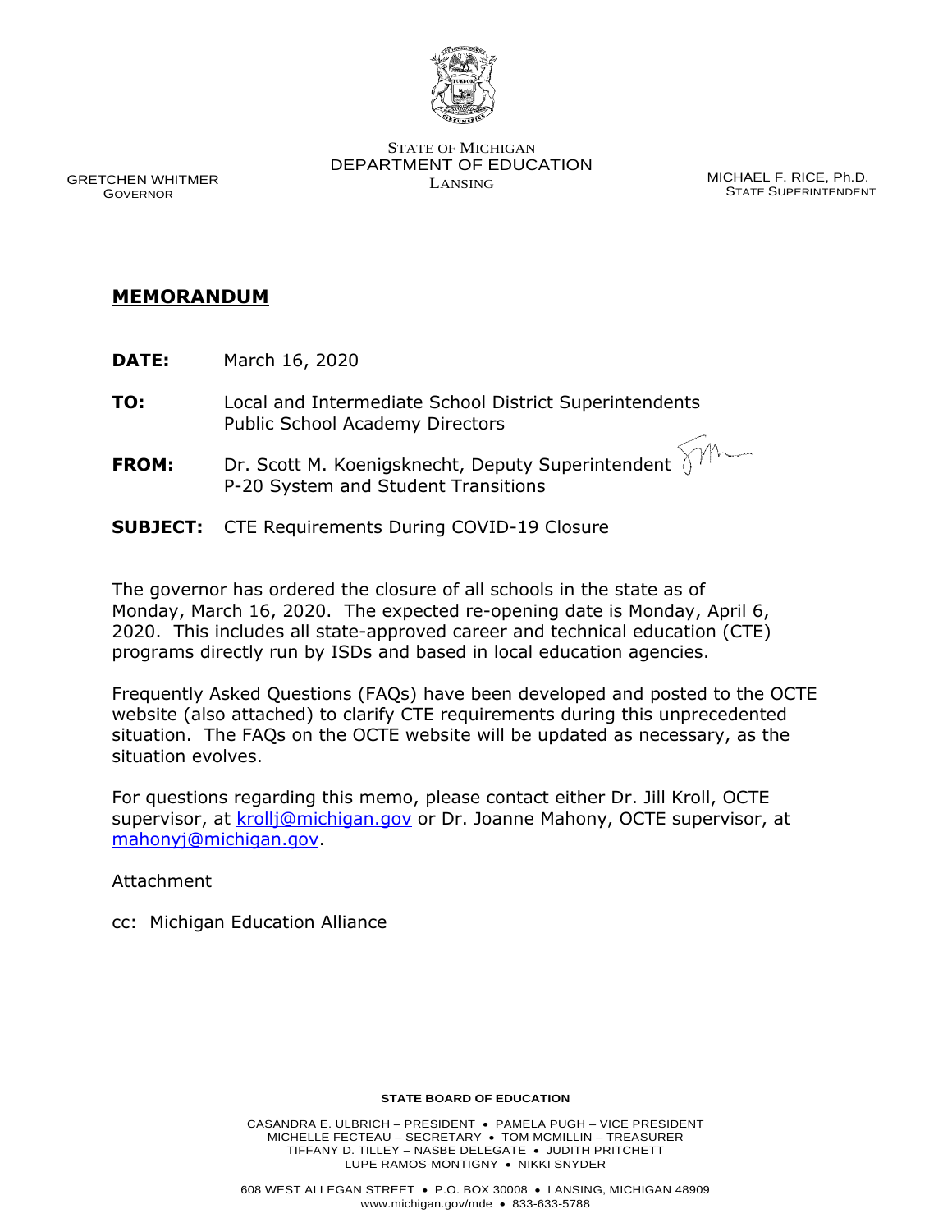STATE OF MICHIGAN
DEPARTMENT OF EDUCATION
LANSING

GRETCHEN WHITMER
GOVERNOR

MICHAEL F. RICE, Ph.D.
STATE SUPERINTENDENT

# MEMORANDUM

**DATE:** March 16, 2020

**TO:** Local and Intermediate School District Superintendents
Public School Academy Directors

**FROM:** Dr. Scott M. Koenigsknecht, Deputy Superintendent
P-20 System and Student Transitions

**SUBJECT:** CTE Requirements During COVID-19 Closure

The governor has ordered the closure of all schools in the state as of Monday, March 16, 2020. The expected re-opening date is Monday, April 6, 2020. This includes all state-approved career and technical education (CTE) programs directly run by ISDs and based in local education agencies.

Frequently Asked Questions (FAQs) have been developed and posted to the OCTE website (also attached) to clarify CTE requirements during this unprecedented situation. The FAQs on the OCTE website will be updated as necessary, as the situation evolves.

For questions regarding this memo, please contact either Dr. Jill Kroll, OCTE supervisor, at krollj@michigan.gov or Dr. Joanne Mahony, OCTE supervisor, at mahonyj@michigan.gov.

Attachment

cc: Michigan Education Alliance

STATE BOARD OF EDUCATION

CASANDRA E. ULBRICH – PRESIDENT • PAMELA PUGH – VICE PRESIDENT
MICHELLE FECTEAU – SECRETARY • TOM MCMILLIN – TREASURER
TIFFANY D. TILLEY – NASBE DELEGATE • JUDITH PRITCHETT
LUPE RAMOS-MONTIGNY • NIKKI SNYDER

608 WEST ALLEGAN STREET • P.O. BOX 30008 • LANSING, MICHIGAN 48909
www.michigan.gov/mde • 833-633-5788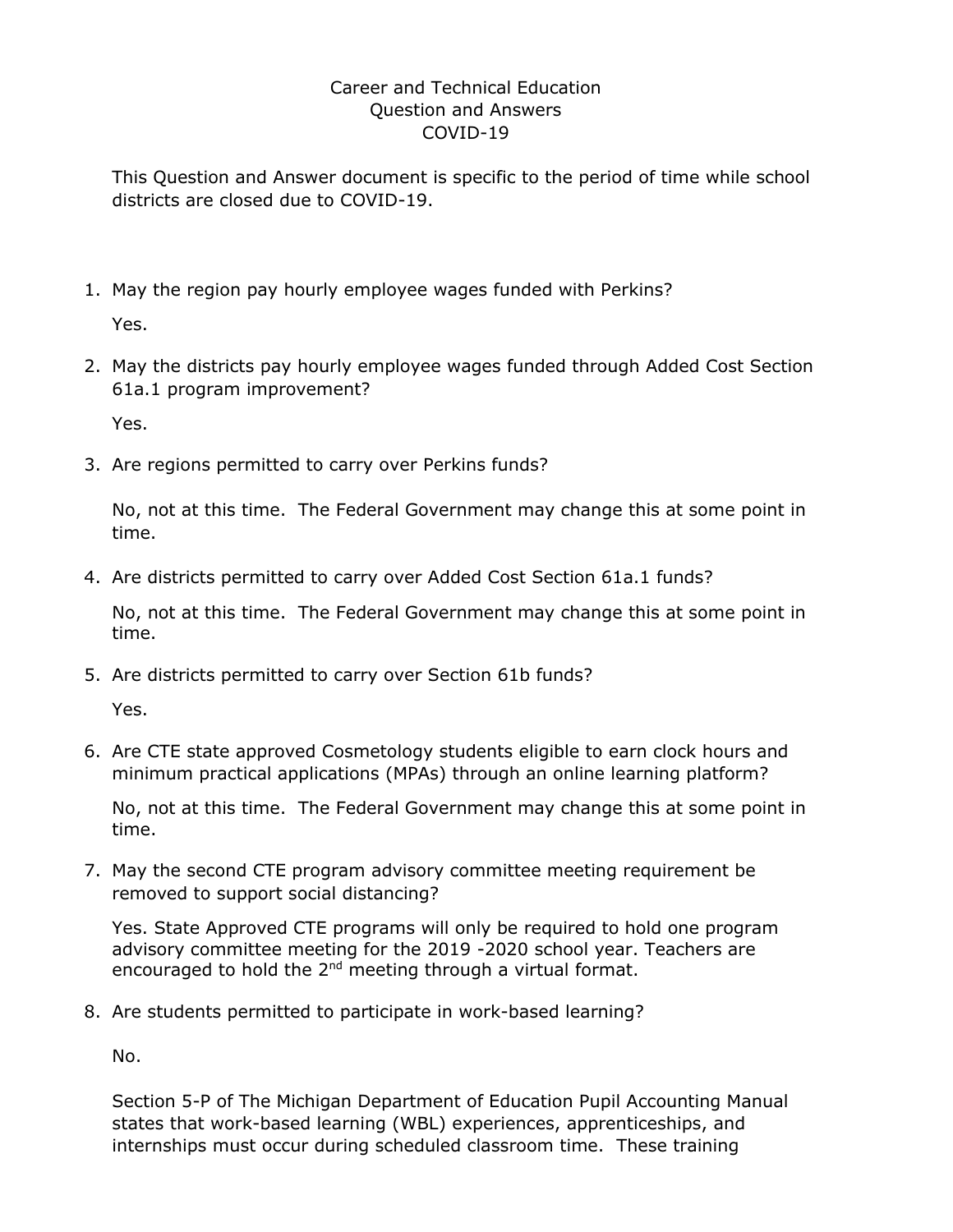Career and Technical Education
Question and Answers
COVID-19

This Question and Answer document is specific to the period of time while school districts are closed due to COVID-19.

1. May the region pay hourly employee wages funded with Perkins?

   Yes.

2. May the districts pay hourly employee wages funded through Added Cost Section 61a.1 program improvement?

   Yes.

3. Are regions permitted to carry over Perkins funds?

   No, not at this time. The Federal Government may change this at some point in time.

4. Are districts permitted to carry over Added Cost Section 61a.1 funds?

   No, not at this time. The Federal Government may change this at some point in time.

5. Are districts permitted to carry over Section 61b funds?

   Yes.

6. Are CTE state approved Cosmetology students eligible to earn clock hours and minimum practical applications (MPAs) through an online learning platform?

   No, not at this time. The Federal Government may change this at some point in time.

7. May the second CTE program advisory committee meeting requirement be removed to support social distancing?

   Yes. State Approved CTE programs will only be required to hold one program advisory committee meeting for the 2019 -2020 school year. Teachers are encouraged to hold the 2nd meeting through a virtual format.

8. Are students permitted to participate in work-based learning?

   No.

   Section 5-P of The Michigan Department of Education Pupil Accounting Manual states that work-based learning (WBL) experiences, apprenticeships, and internships must occur during scheduled classroom time. These training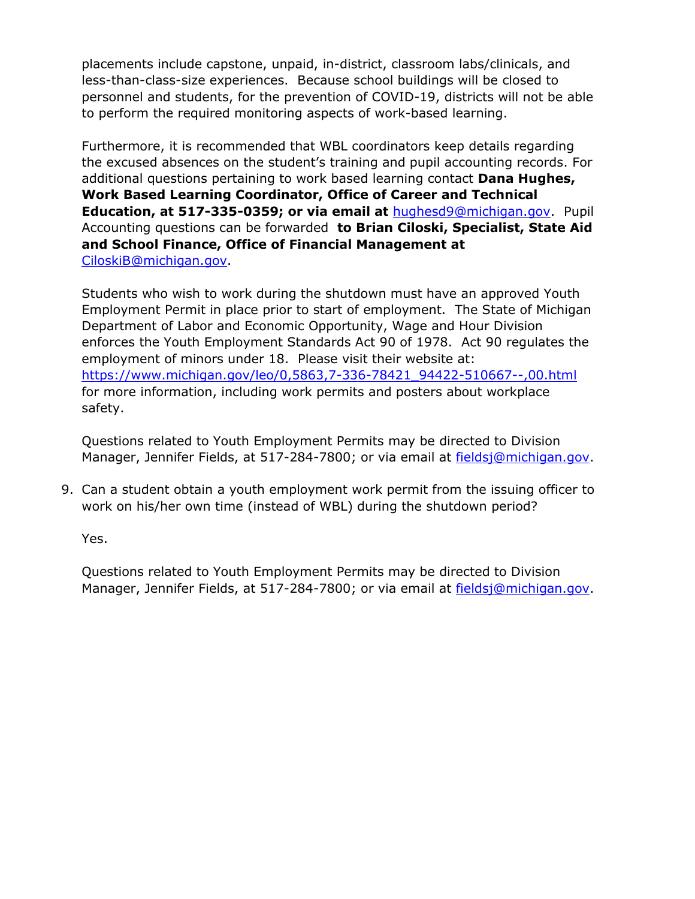placements include capstone, unpaid, in-district, classroom labs/clinicals, and less-than-class-size experiences. Because school buildings will be closed to personnel and students, for the prevention of COVID-19, districts will not be able to perform the required monitoring aspects of work-based learning.

Furthermore, it is recommended that WBL coordinators keep details regarding the excused absences on the student's training and pupil accounting records. For additional questions pertaining to work based learning contact **Dana Hughes, Work Based Learning Coordinator, Office of Career and Technical Education, at 517-335-0359; or via email at** [hughesd9@michigan.gov](mailto:hughesd9@michigan.gov). Pupil Accounting questions can be forwarded **to Brian Ciloski, Specialist, State Aid and School Finance, Office of Financial Management at** [CiloskiB@michigan.gov](mailto:CiloskiB@michigan.gov).

Students who wish to work during the shutdown must have an approved Youth Employment Permit in place prior to start of employment. The State of Michigan Department of Labor and Economic Opportunity, Wage and Hour Division enforces the Youth Employment Standards Act 90 of 1978. Act 90 regulates the employment of minors under 18. Please visit their website at: [https://www.michigan.gov/leo/0,5863,7-336-78421_94422-510667--,00.html](https://www.michigan.gov/leo/0,5863,7-336-78421_94422-510667--,00.html) for more information, including work permits and posters about workplace safety.

Questions related to Youth Employment Permits may be directed to Division Manager, Jennifer Fields, at 517-284-7800; or via email at [fieldsj@michigan.gov](mailto:fieldsj@michigan.gov).

9. Can a student obtain a youth employment work permit from the issuing officer to work on his/her own time (instead of WBL) during the shutdown period?

   Yes.

   Questions related to Youth Employment Permits may be directed to Division Manager, Jennifer Fields, at 517-284-7800; or via email at [fieldsj@michigan.gov](mailto:fieldsj@michigan.gov).